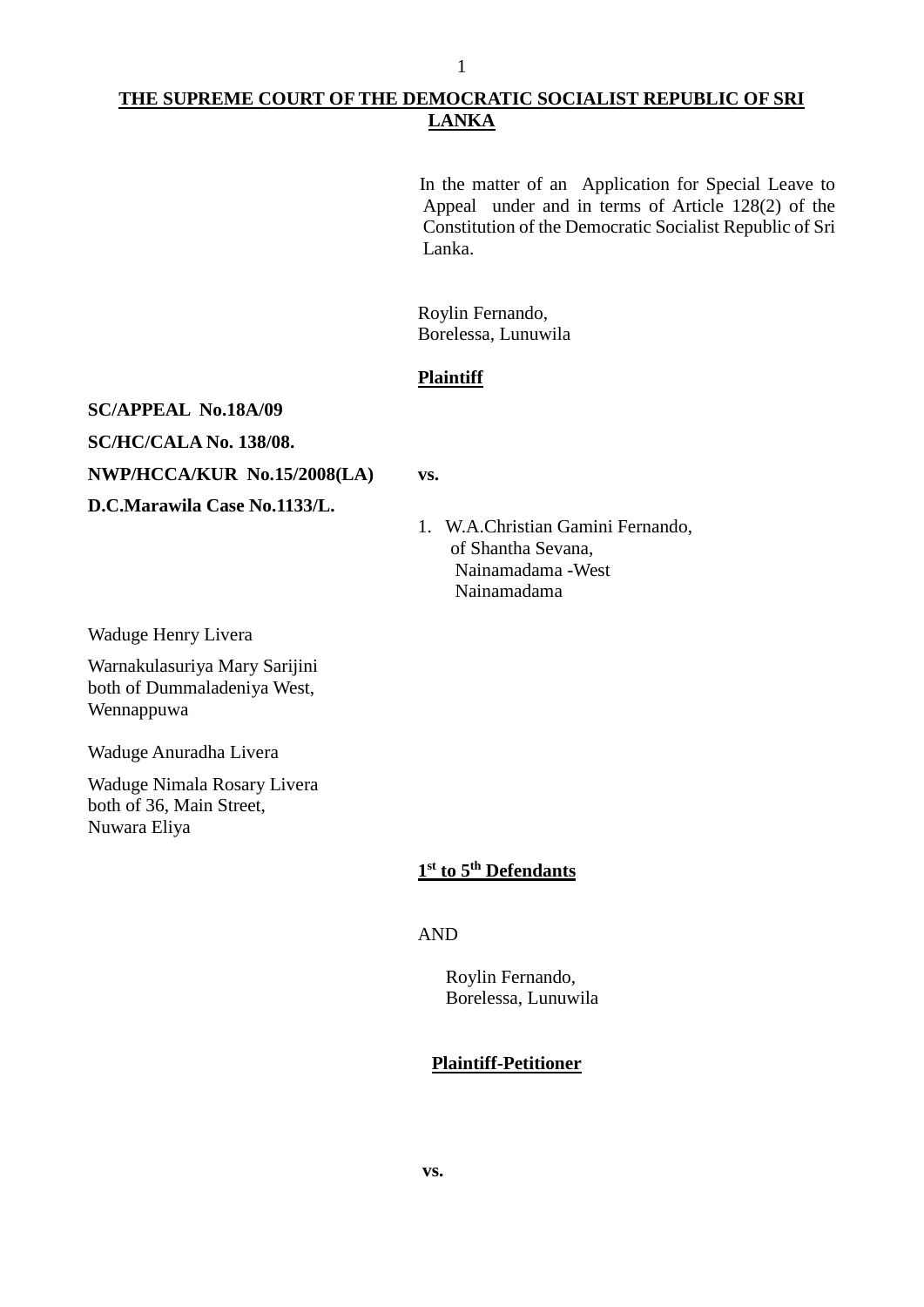**THE SUPREME COURT OF THE DEMOCRATIC SOCIALIST REPUBLIC OF SRI LANKA**

In the matter of an Application for Special Leave to Appeal under and in terms of Article 128(2) of the Constitution of the Democratic Socialist Republic of Sri Lanka.

Roylin Fernando,
Borelessa, Lunuwila

**Plaintiff**

**SC/APPEAL No.18A/09**

**SC/HC/CALA No. 138/08.**

**NWP/HCCA/KUR No.15/2008(LA)**

**D.C.Marawila Case No.1133/L.**

**vs.**

1. W.A.Christian Gamini Fernando,
   of Shantha Sevana,
   Nainamadama -West
   Nainamadama

Waduge Henry Livera

Warnakulasuriya Mary Sarijini
both of Dummaladeniya West,
Wennappuwa

Waduge Anuradha Livera

Waduge Nimala Rosary Livera
both of 36, Main Street,
Nuwara Eliya

**1st to 5th Defendants**

AND

Roylin Fernando,
Borelessa, Lunuwila

**Plaintiff-Petitioner**

**vs.**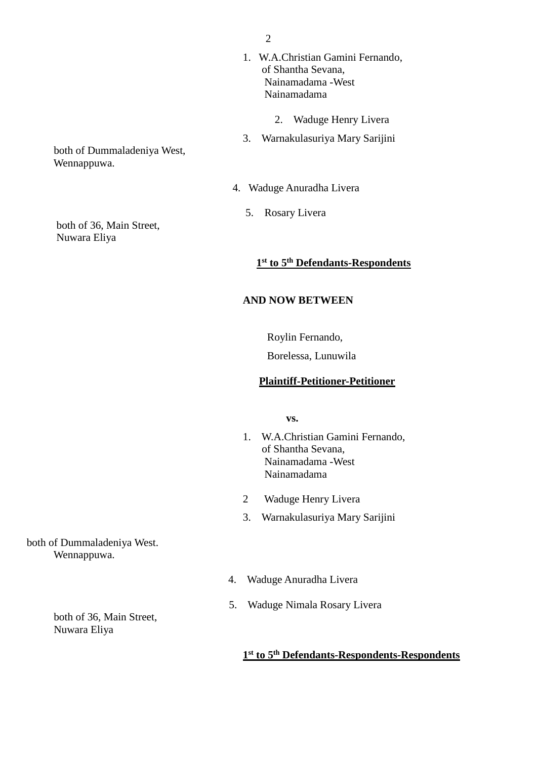1. W.A.Christian Gamini Fernando,
   of Shantha Sevana,
   Nainamadama -West
   Nainamadama

2. Waduge Henry Livera

3. Warnakulasuriya Mary Sarijini

both of Dummaladeniya West,
Wennappuwa.

4. Waduge Anuradha Livera

5. Rosary Livera

both of 36, Main Street,
Nuwara Eliya

**<u>1st to 5th Defendants-Respondents</u>**

**AND NOW BETWEEN**

Roylin Fernando,

Borelessa, Lunuwila

**<u>Plaintiff-Petitioner-Petitioner</u>**

**vs.**

1. W.A.Christian Gamini Fernando,
   of Shantha Sevana,
   Nainamadama -West
   Nainamadama

2. Waduge Henry Livera

3. Warnakulasuriya Mary Sarijini

both of Dummaladeniya West.
Wennappuwa.

4. Waduge Anuradha Livera

5. Waduge Nimala Rosary Livera

both of 36, Main Street,
Nuwara Eliya

**<u>1st to 5th Defendants-Respondents-Respondents</u>**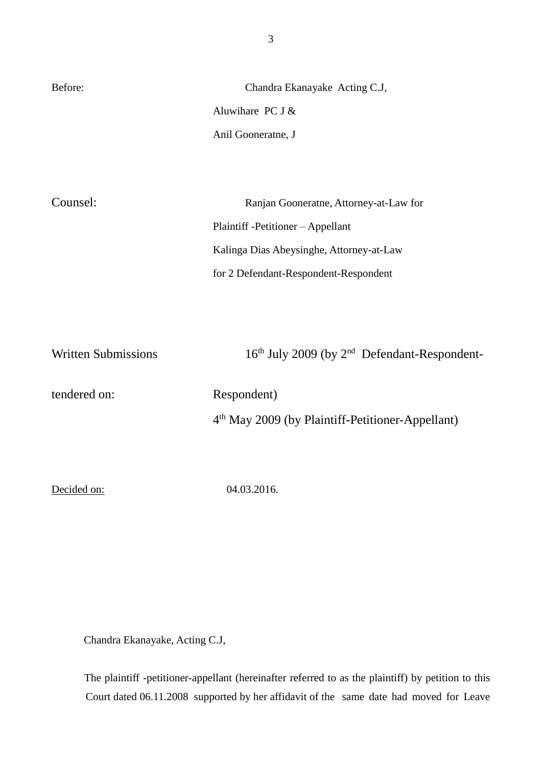Before: Chandra Ekanayake Acting C.J,

Aluwihare PC J &

Anil Gooneratne, J

Counsel: Ranjan Gooneratne, Attorney-at-Law for

Plaintiff -Petitioner – Appellant

Kalinga Dias Abeysinghe, Attorney-at-Law

for 2 Defendant-Respondent-Respondent

Written Submissions tendered on: 16th July 2009 (by 2nd Defendant-Respondent-Respondent)

4th May 2009 (by Plaintiff-Petitioner-Appellant)

Decided on: 04.03.2016.

Chandra Ekanayake, Acting C.J,

The plaintiff -petitioner-appellant (hereinafter referred to as the plaintiff) by petition to this Court dated 06.11.2008 supported by her affidavit of the same date had moved for Leave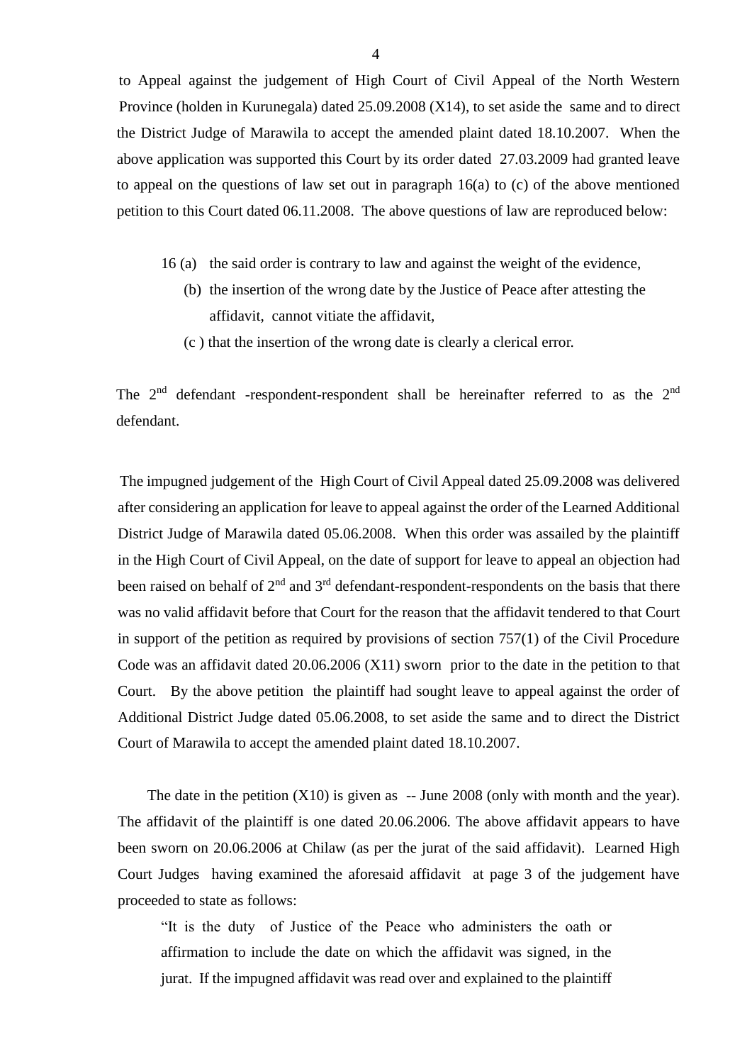to Appeal against the judgement of High Court of Civil Appeal of the North Western Province (holden in Kurunegala) dated 25.09.2008 (X14), to set aside the same and to direct the District Judge of Marawila to accept the amended plaint dated 18.10.2007. When the above application was supported this Court by its order dated 27.03.2009 had granted leave to appeal on the questions of law set out in paragraph 16(a) to (c) of the above mentioned petition to this Court dated 06.11.2008. The above questions of law are reproduced below:

16 (a) the said order is contrary to law and against the weight of the evidence,

(b) the insertion of the wrong date by the Justice of Peace after attesting the affidavit, cannot vitiate the affidavit,

(c ) that the insertion of the wrong date is clearly a clerical error.

The 2nd defendant -respondent-respondent shall be hereinafter referred to as the 2nd defendant.

The impugned judgement of the High Court of Civil Appeal dated 25.09.2008 was delivered after considering an application for leave to appeal against the order of the Learned Additional District Judge of Marawila dated 05.06.2008. When this order was assailed by the plaintiff in the High Court of Civil Appeal, on the date of support for leave to appeal an objection had been raised on behalf of 2nd and 3rd defendant-respondent-respondents on the basis that there was no valid affidavit before that Court for the reason that the affidavit tendered to that Court in support of the petition as required by provisions of section 757(1) of the Civil Procedure Code was an affidavit dated 20.06.2006 (X11) sworn prior to the date in the petition to that Court. By the above petition the plaintiff had sought leave to appeal against the order of Additional District Judge dated 05.06.2008, to set aside the same and to direct the District Court of Marawila to accept the amended plaint dated 18.10.2007.

The date in the petition (X10) is given as -- June 2008 (only with month and the year). The affidavit of the plaintiff is one dated 20.06.2006. The above affidavit appears to have been sworn on 20.06.2006 at Chilaw (as per the jurat of the said affidavit). Learned High Court Judges having examined the aforesaid affidavit at page 3 of the judgement have proceeded to state as follows:

> "It is the duty of Justice of the Peace who administers the oath or affirmation to include the date on which the affidavit was signed, in the jurat. If the impugned affidavit was read over and explained to the plaintiff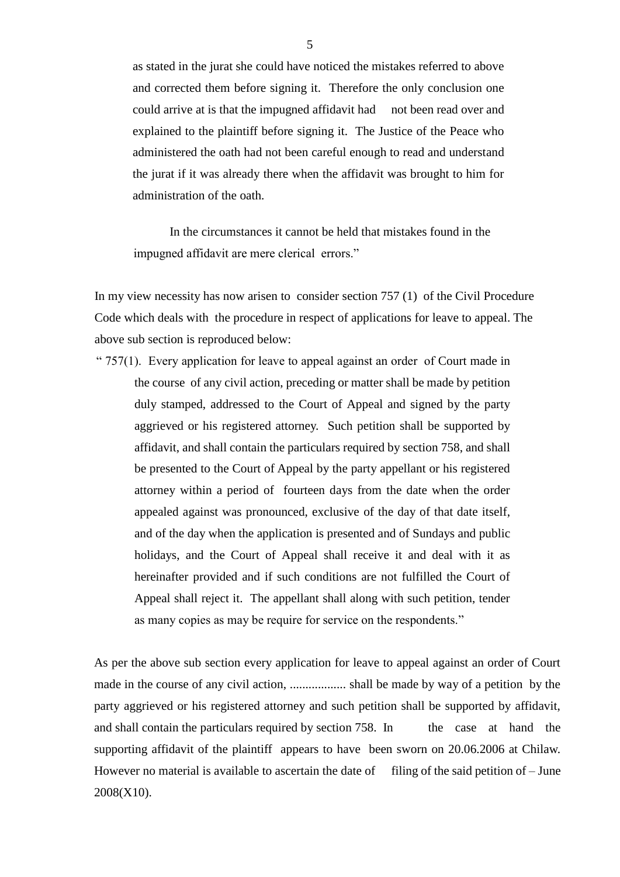as stated in the jurat she could have noticed the mistakes referred to above and corrected them before signing it. Therefore the only conclusion one could arrive at is that the impugned affidavit had not been read over and explained to the plaintiff before signing it. The Justice of the Peace who administered the oath had not been careful enough to read and understand the jurat if it was already there when the affidavit was brought to him for administration of the oath.

In the circumstances it cannot be held that mistakes found in the impugned affidavit are mere clerical errors."

In my view necessity has now arisen to consider section 757 (1) of the Civil Procedure Code which deals with the procedure in respect of applications for leave to appeal. The above sub section is reproduced below:

" 757(1). Every application for leave to appeal against an order of Court made in the course of any civil action, preceding or matter shall be made by petition duly stamped, addressed to the Court of Appeal and signed by the party aggrieved or his registered attorney. Such petition shall be supported by affidavit, and shall contain the particulars required by section 758, and shall be presented to the Court of Appeal by the party appellant or his registered attorney within a period of fourteen days from the date when the order appealed against was pronounced, exclusive of the day of that date itself, and of the day when the application is presented and of Sundays and public holidays, and the Court of Appeal shall receive it and deal with it as hereinafter provided and if such conditions are not fulfilled the Court of Appeal shall reject it. The appellant shall along with such petition, tender as many copies as may be require for service on the respondents."

As per the above sub section every application for leave to appeal against an order of Court made in the course of any civil action, .................. shall be made by way of a petition by the party aggrieved or his registered attorney and such petition shall be supported by affidavit, and shall contain the particulars required by section 758. In the case at hand the supporting affidavit of the plaintiff appears to have been sworn on 20.06.2006 at Chilaw. However no material is available to ascertain the date of filing of the said petition of – June 2008(X10).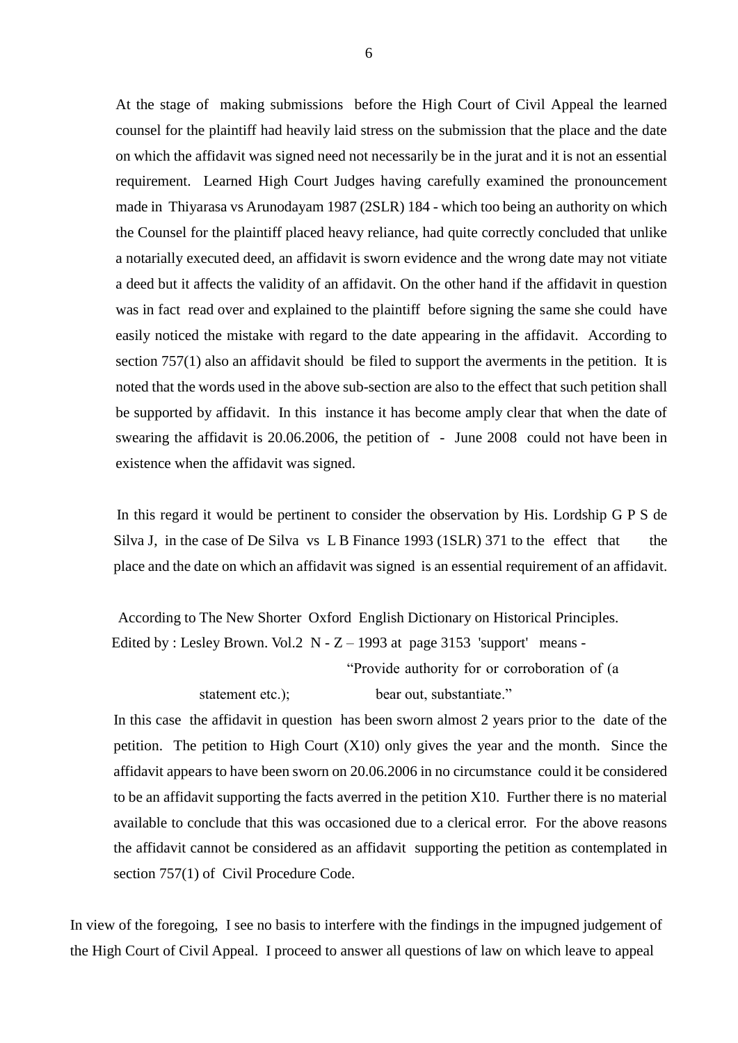At the stage of making submissions before the High Court of Civil Appeal the learned counsel for the plaintiff had heavily laid stress on the submission that the place and the date on which the affidavit was signed need not necessarily be in the jurat and it is not an essential requirement. Learned High Court Judges having carefully examined the pronouncement made in Thiyarasa vs Arunodayam 1987 (2SLR) 184 - which too being an authority on which the Counsel for the plaintiff placed heavy reliance, had quite correctly concluded that unlike a notarially executed deed, an affidavit is sworn evidence and the wrong date may not vitiate a deed but it affects the validity of an affidavit. On the other hand if the affidavit in question was in fact read over and explained to the plaintiff before signing the same she could have easily noticed the mistake with regard to the date appearing in the affidavit. According to section 757(1) also an affidavit should be filed to support the averments in the petition. It is noted that the words used in the above sub-section are also to the effect that such petition shall be supported by affidavit. In this instance it has become amply clear that when the date of swearing the affidavit is 20.06.2006, the petition of - June 2008 could not have been in existence when the affidavit was signed.

In this regard it would be pertinent to consider the observation by His. Lordship G P S de Silva J, in the case of De Silva vs L B Finance 1993 (1SLR) 371 to the effect that the place and the date on which an affidavit was signed is an essential requirement of an affidavit.

According to The New Shorter Oxford English Dictionary on Historical Principles. Edited by : Lesley Brown. Vol.2 N - Z – 1993 at page 3153 'support' means -

"Provide authority for or corroboration of (a statement etc.); bear out, substantiate."

In this case the affidavit in question has been sworn almost 2 years prior to the date of the petition. The petition to High Court (X10) only gives the year and the month. Since the affidavit appears to have been sworn on 20.06.2006 in no circumstance could it be considered to be an affidavit supporting the facts averred in the petition X10. Further there is no material available to conclude that this was occasioned due to a clerical error. For the above reasons the affidavit cannot be considered as an affidavit supporting the petition as contemplated in section 757(1) of Civil Procedure Code.

In view of the foregoing, I see no basis to interfere with the findings in the impugned judgement of the High Court of Civil Appeal. I proceed to answer all questions of law on which leave to appeal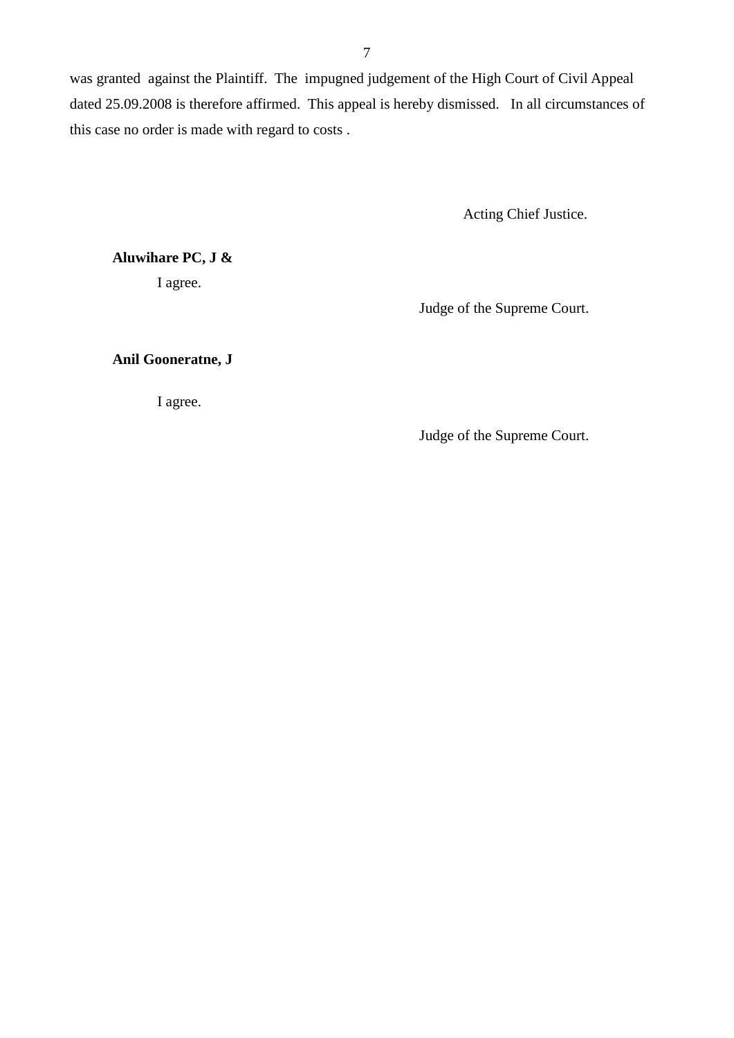was granted against the Plaintiff. The impugned judgement of the High Court of Civil Appeal dated 25.09.2008 is therefore affirmed. This appeal is hereby dismissed. In all circumstances of this case no order is made with regard to costs .

Acting Chief Justice.

**Aluwihare PC, J &**

I agree.

Judge of the Supreme Court.

**Anil Gooneratne, J**

I agree.

Judge of the Supreme Court.